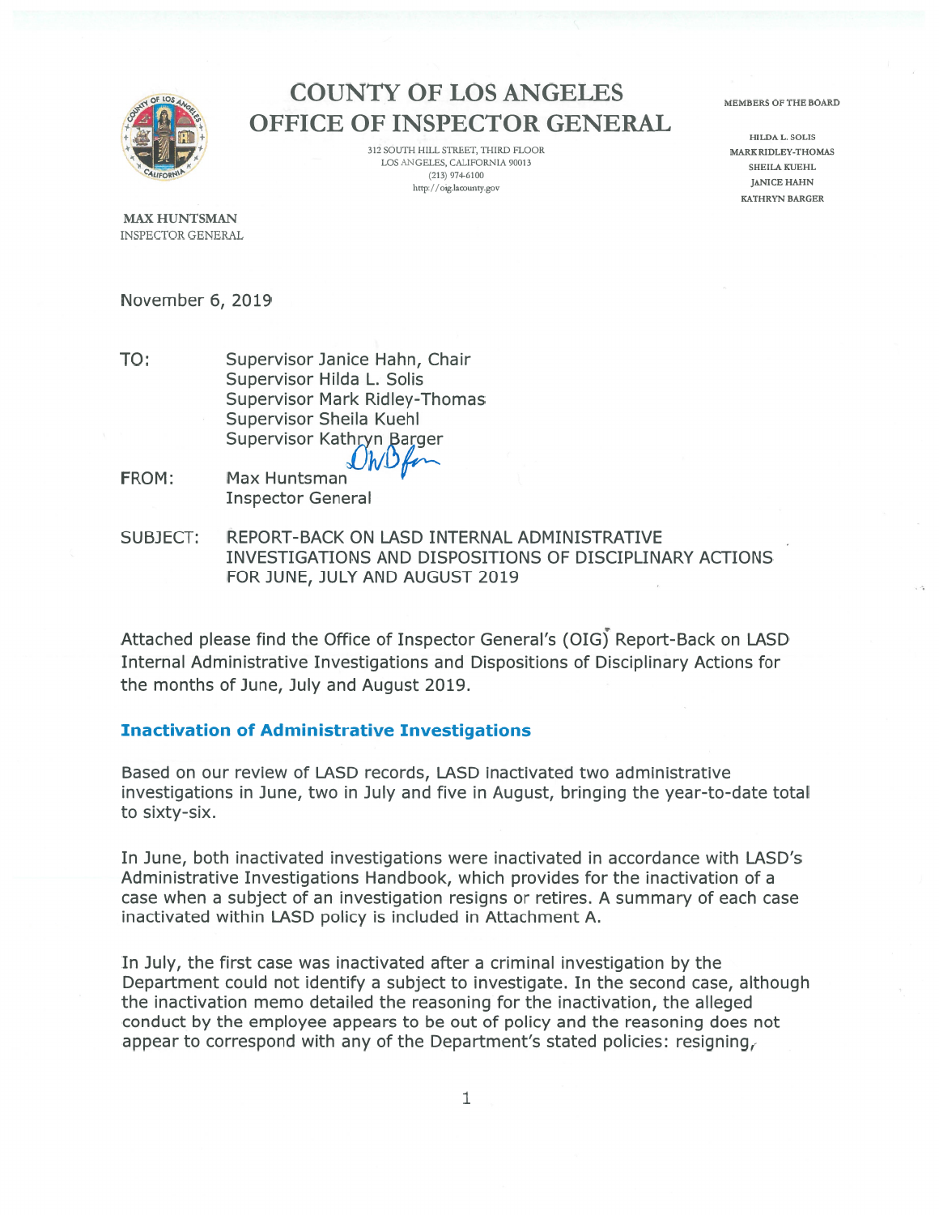# COUNTY OF LOS ANGELES
# OFFICE OF INSPECTOR GENERAL

312 SOUTH HILL STREET, THIRD FLOOR
LOS ANGELES, CALIFORNIA 90013
(213) 974-6100
http://oig.lacounty.gov

MEMBERS OF THE BOARD

HILDA L. SOLIS
MARK RIDLEY-THOMAS
SHEILA KUEHL
JANICE HAHN
KATHRYN BARGER

**MAX HUNTSMAN**
INSPECTOR GENERAL

November 6, 2019

TO: Supervisor Janice Hahn, Chair
Supervisor Hilda L. Solis
Supervisor Mark Ridley-Thomas
Supervisor Sheila Kuehl
Supervisor Kathryn Barger

FROM: Max Huntsman
Inspector General

SUBJECT: REPORT-BACK ON LASD INTERNAL ADMINISTRATIVE INVESTIGATIONS AND DISPOSITIONS OF DISCIPLINARY ACTIONS FOR JUNE, JULY AND AUGUST 2019

Attached please find the Office of Inspector General's (OIG) Report-Back on LASD Internal Administrative Investigations and Dispositions of Disciplinary Actions for the months of June, July and August 2019.

## Inactivation of Administrative Investigations

Based on our review of LASD records, LASD inactivated two administrative investigations in June, two in July and five in August, bringing the year-to-date total to sixty-six.

In June, both inactivated investigations were inactivated in accordance with LASD's Administrative Investigations Handbook, which provides for the inactivation of a case when a subject of an investigation resigns or retires. A summary of each case inactivated within LASD policy is included in Attachment A.

In July, the first case was inactivated after a criminal investigation by the Department could not identify a subject to investigate. In the second case, although the inactivation memo detailed the reasoning for the inactivation, the alleged conduct by the employee appears to be out of policy and the reasoning does not appear to correspond with any of the Department's stated policies: resigning,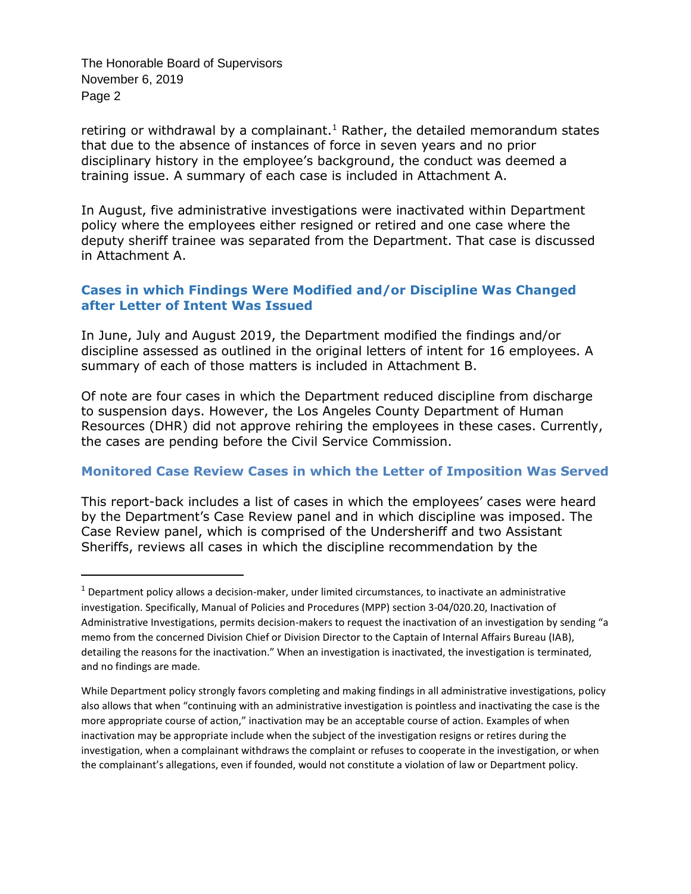retiring or withdrawal by a complainant.[1] Rather, the detailed memorandum states that due to the absence of instances of force in seven years and no prior disciplinary history in the employee's background, the conduct was deemed a training issue. A summary of each case is included in Attachment A.

In August, five administrative investigations were inactivated within Department policy where the employees either resigned or retired and one case where the deputy sheriff trainee was separated from the Department. That case is discussed in Attachment A.

## Cases in which Findings Were Modified and/or Discipline Was Changed after Letter of Intent Was Issued

In June, July and August 2019, the Department modified the findings and/or discipline assessed as outlined in the original letters of intent for 16 employees. A summary of each of those matters is included in Attachment B.

Of note are four cases in which the Department reduced discipline from discharge to suspension days. However, the Los Angeles County Department of Human Resources (DHR) did not approve rehiring the employees in these cases. Currently, the cases are pending before the Civil Service Commission.

## Monitored Case Review Cases in which the Letter of Imposition Was Served

This report-back includes a list of cases in which the employees' cases were heard by the Department's Case Review panel and in which discipline was imposed. The Case Review panel, which is comprised of the Undersheriff and two Assistant Sheriffs, reviews all cases in which the discipline recommendation by the

---

[1] Department policy allows a decision-maker, under limited circumstances, to inactivate an administrative investigation. Specifically, Manual of Policies and Procedures (MPP) section 3-04/020.20, Inactivation of Administrative Investigations, permits decision-makers to request the inactivation of an investigation by sending "a memo from the concerned Division Chief or Division Director to the Captain of Internal Affairs Bureau (IAB), detailing the reasons for the inactivation." When an investigation is inactivated, the investigation is terminated, and no findings are made.

While Department policy strongly favors completing and making findings in all administrative investigations, policy also allows that when "continuing with an administrative investigation is pointless and inactivating the case is the more appropriate course of action," inactivation may be an acceptable course of action. Examples of when inactivation may be appropriate include when the subject of the investigation resigns or retires during the investigation, when a complainant withdraws the complaint or refuses to cooperate in the investigation, or when the complainant's allegations, even if founded, would not constitute a violation of law or Department policy.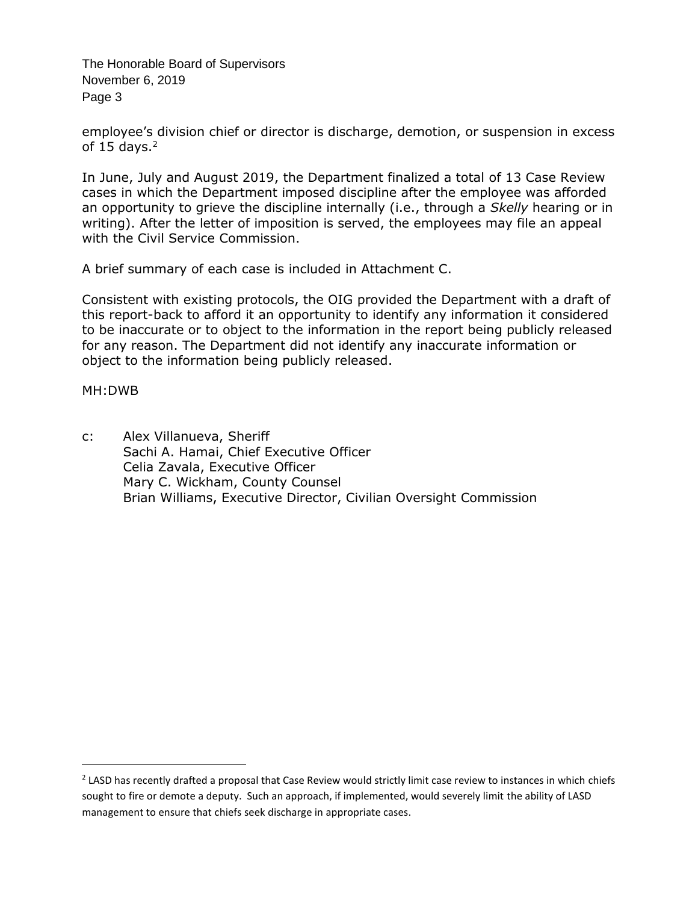employee's division chief or director is discharge, demotion, or suspension in excess of 15 days.[2]

In June, July and August 2019, the Department finalized a total of 13 Case Review cases in which the Department imposed discipline after the employee was afforded an opportunity to grieve the discipline internally (i.e., through a *Skelly* hearing or in writing). After the letter of imposition is served, the employees may file an appeal with the Civil Service Commission.

A brief summary of each case is included in Attachment C.

Consistent with existing protocols, the OIG provided the Department with a draft of this report-back to afford it an opportunity to identify any information it considered to be inaccurate or to object to the information in the report being publicly released for any reason. The Department did not identify any inaccurate information or object to the information being publicly released.

MH:DWB

c: Alex Villanueva, Sheriff
Sachi A. Hamai, Chief Executive Officer
Celia Zavala, Executive Officer
Mary C. Wickham, County Counsel
Brian Williams, Executive Director, Civilian Oversight Commission

---

[2] LASD has recently drafted a proposal that Case Review would strictly limit case review to instances in which chiefs sought to fire or demote a deputy. Such an approach, if implemented, would severely limit the ability of LASD management to ensure that chiefs seek discharge in appropriate cases.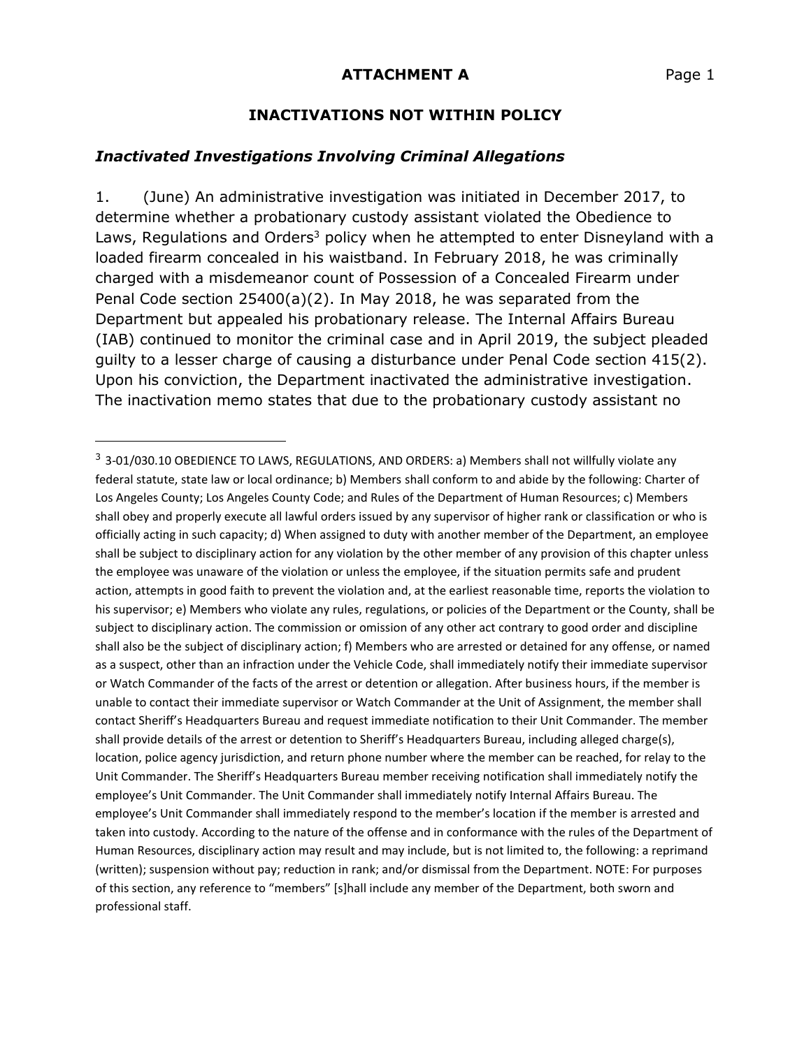## ATTACHMENT A

## INACTIVATIONS NOT WITHIN POLICY

### *Inactivated Investigations Involving Criminal Allegations*

1. (June) An administrative investigation was initiated in December 2017, to determine whether a probationary custody assistant violated the Obedience to Laws, Regulations and Orders[3] policy when he attempted to enter Disneyland with a loaded firearm concealed in his waistband. In February 2018, he was criminally charged with a misdemeanor count of Possession of a Concealed Firearm under Penal Code section 25400(a)(2). In May 2018, he was separated from the Department but appealed his probationary release. The Internal Affairs Bureau (IAB) continued to monitor the criminal case and in April 2019, the subject pleaded guilty to a lesser charge of causing a disturbance under Penal Code section 415(2). Upon his conviction, the Department inactivated the administrative investigation. The inactivation memo states that due to the probationary custody assistant no

---

[3] 3-01/030.10 OBEDIENCE TO LAWS, REGULATIONS, AND ORDERS: a) Members shall not willfully violate any federal statute, state law or local ordinance; b) Members shall conform to and abide by the following: Charter of Los Angeles County; Los Angeles County Code; and Rules of the Department of Human Resources; c) Members shall obey and properly execute all lawful orders issued by any supervisor of higher rank or classification or who is officially acting in such capacity; d) When assigned to duty with another member of the Department, an employee shall be subject to disciplinary action for any violation by the other member of any provision of this chapter unless the employee was unaware of the violation or unless the employee, if the situation permits safe and prudent action, attempts in good faith to prevent the violation and, at the earliest reasonable time, reports the violation to his supervisor; e) Members who violate any rules, regulations, or policies of the Department or the County, shall be subject to disciplinary action. The commission or omission of any other act contrary to good order and discipline shall also be the subject of disciplinary action; f) Members who are arrested or detained for any offense, or named as a suspect, other than an infraction under the Vehicle Code, shall immediately notify their immediate supervisor or Watch Commander of the facts of the arrest or detention or allegation. After business hours, if the member is unable to contact their immediate supervisor or Watch Commander at the Unit of Assignment, the member shall contact Sheriff's Headquarters Bureau and request immediate notification to their Unit Commander. The member shall provide details of the arrest or detention to Sheriff's Headquarters Bureau, including alleged charge(s), location, police agency jurisdiction, and return phone number where the member can be reached, for relay to the Unit Commander. The Sheriff's Headquarters Bureau member receiving notification shall immediately notify the employee's Unit Commander. The Unit Commander shall immediately notify Internal Affairs Bureau. The employee's Unit Commander shall immediately respond to the member's location if the member is arrested and taken into custody. According to the nature of the offense and in conformance with the rules of the Department of Human Resources, disciplinary action may result and may include, but is not limited to, the following: a reprimand (written); suspension without pay; reduction in rank; and/or dismissal from the Department. NOTE: For purposes of this section, any reference to "members" [s]hall include any member of the Department, both sworn and professional staff.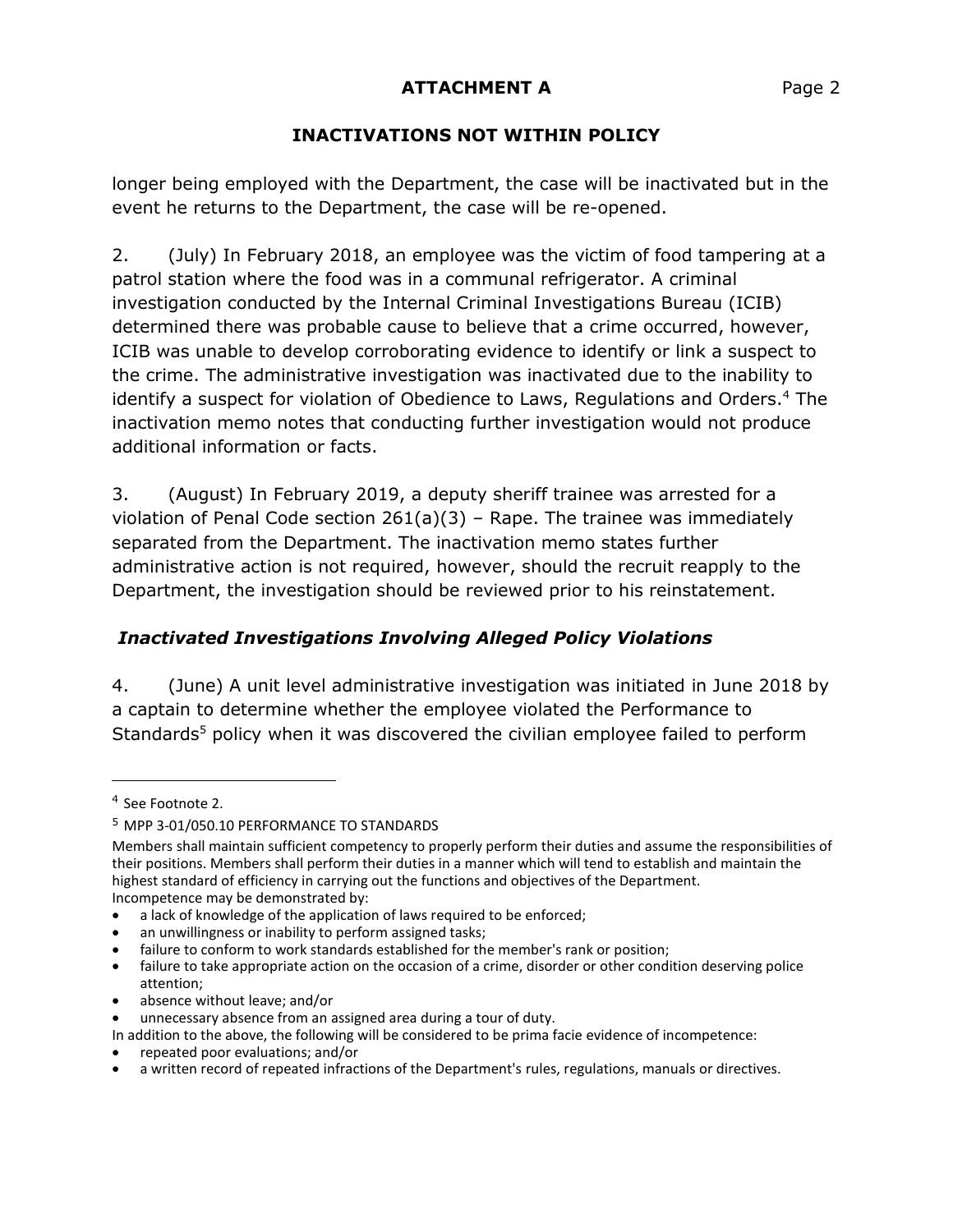## ATTACHMENT A

## INACTIVATIONS NOT WITHIN POLICY

longer being employed with the Department, the case will be inactivated but in the event he returns to the Department, the case will be re-opened.

2. (July) In February 2018, an employee was the victim of food tampering at a patrol station where the food was in a communal refrigerator. A criminal investigation conducted by the Internal Criminal Investigations Bureau (ICIB) determined there was probable cause to believe that a crime occurred, however, ICIB was unable to develop corroborating evidence to identify or link a suspect to the crime. The administrative investigation was inactivated due to the inability to identify a suspect for violation of Obedience to Laws, Regulations and Orders.[4] The inactivation memo notes that conducting further investigation would not produce additional information or facts.

3. (August) In February 2019, a deputy sheriff trainee was arrested for a violation of Penal Code section 261(a)(3) – Rape. The trainee was immediately separated from the Department. The inactivation memo states further administrative action is not required, however, should the recruit reapply to the Department, the investigation should be reviewed prior to his reinstatement.

### *Inactivated Investigations Involving Alleged Policy Violations*

4. (June) A unit level administrative investigation was initiated in June 2018 by a captain to determine whether the employee violated the Performance to Standards[5] policy when it was discovered the civilian employee failed to perform

---

[4] See Footnote 2.

[5] MPP 3-01/050.10 PERFORMANCE TO STANDARDS

Members shall maintain sufficient competency to properly perform their duties and assume the responsibilities of their positions. Members shall perform their duties in a manner which will tend to establish and maintain the highest standard of efficiency in carrying out the functions and objectives of the Department.
Incompetence may be demonstrated by:

- a lack of knowledge of the application of laws required to be enforced;
- an unwillingness or inability to perform assigned tasks;
- failure to conform to work standards established for the member's rank or position;
- failure to take appropriate action on the occasion of a crime, disorder or other condition deserving police attention;
- absence without leave; and/or
- unnecessary absence from an assigned area during a tour of duty.

In addition to the above, the following will be considered to be prima facie evidence of incompetence:

- repeated poor evaluations; and/or
- a written record of repeated infractions of the Department's rules, regulations, manuals or directives.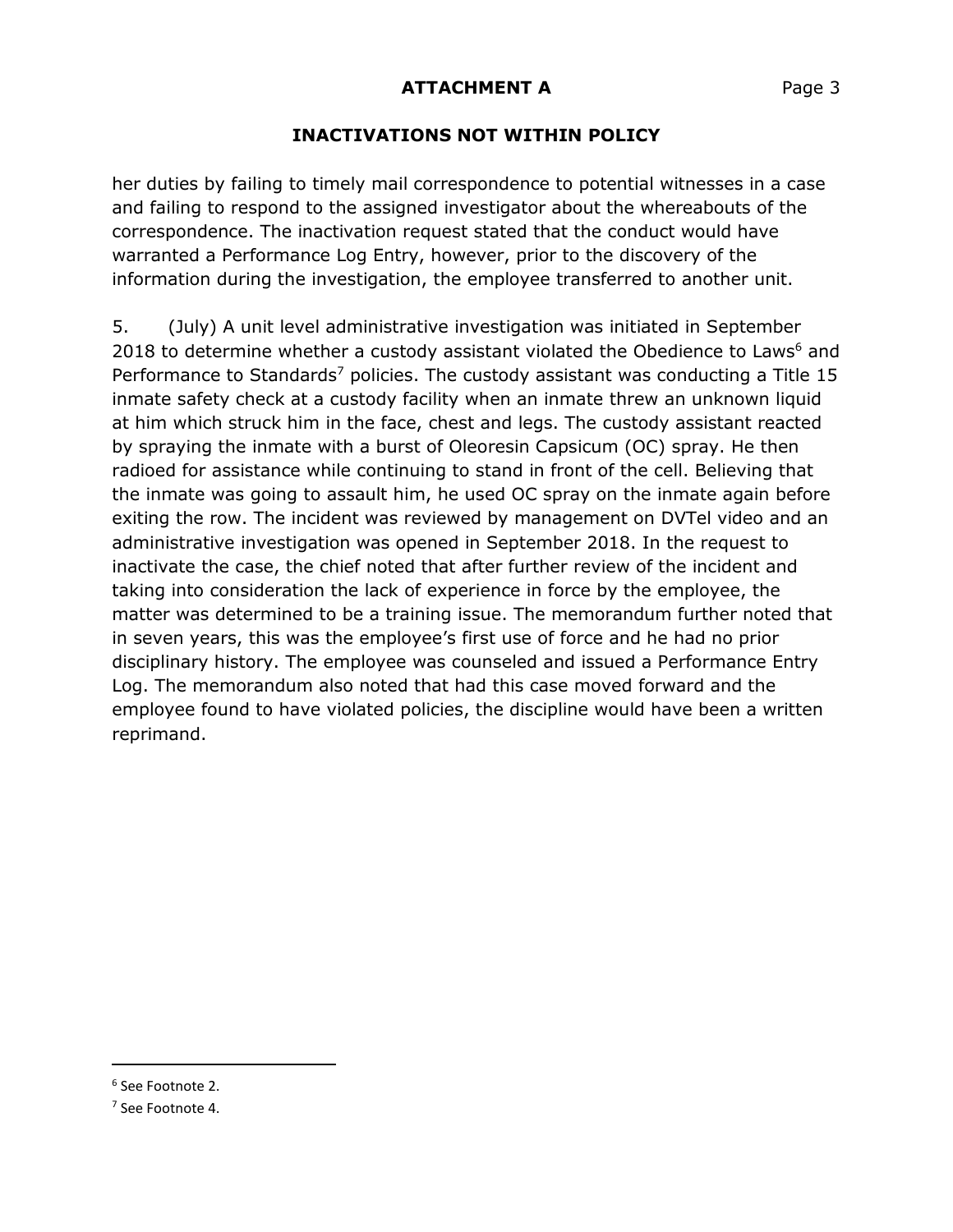**ATTACHMENT A**

**INACTIVATIONS NOT WITHIN POLICY**

her duties by failing to timely mail correspondence to potential witnesses in a case and failing to respond to the assigned investigator about the whereabouts of the correspondence. The inactivation request stated that the conduct would have warranted a Performance Log Entry, however, prior to the discovery of the information during the investigation, the employee transferred to another unit.

5. (July) A unit level administrative investigation was initiated in September 2018 to determine whether a custody assistant violated the Obedience to Laws[6] and Performance to Standards[7] policies. The custody assistant was conducting a Title 15 inmate safety check at a custody facility when an inmate threw an unknown liquid at him which struck him in the face, chest and legs. The custody assistant reacted by spraying the inmate with a burst of Oleoresin Capsicum (OC) spray. He then radioed for assistance while continuing to stand in front of the cell. Believing that the inmate was going to assault him, he used OC spray on the inmate again before exiting the row. The incident was reviewed by management on DVTel video and an administrative investigation was opened in September 2018. In the request to inactivate the case, the chief noted that after further review of the incident and taking into consideration the lack of experience in force by the employee, the matter was determined to be a training issue. The memorandum further noted that in seven years, this was the employee's first use of force and he had no prior disciplinary history. The employee was counseled and issued a Performance Entry Log. The memorandum also noted that had this case moved forward and the employee found to have violated policies, the discipline would have been a written reprimand.

---

[6] See Footnote 2.

[7] See Footnote 4.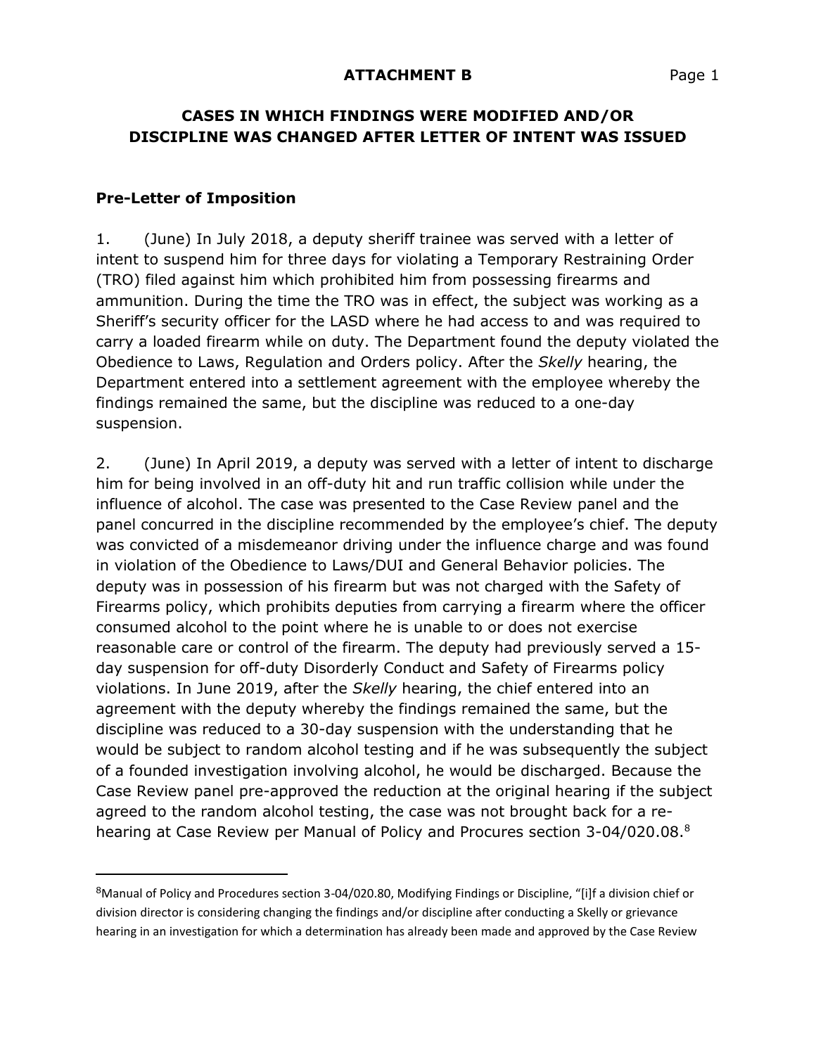**ATTACHMENT B**

## CASES IN WHICH FINDINGS WERE MODIFIED AND/OR DISCIPLINE WAS CHANGED AFTER LETTER OF INTENT WAS ISSUED

### Pre-Letter of Imposition

1. (June) In July 2018, a deputy sheriff trainee was served with a letter of intent to suspend him for three days for violating a Temporary Restraining Order (TRO) filed against him which prohibited him from possessing firearms and ammunition. During the time the TRO was in effect, the subject was working as a Sheriff's security officer for the LASD where he had access to and was required to carry a loaded firearm while on duty. The Department found the deputy violated the Obedience to Laws, Regulation and Orders policy. After the *Skelly* hearing, the Department entered into a settlement agreement with the employee whereby the findings remained the same, but the discipline was reduced to a one-day suspension.

2. (June) In April 2019, a deputy was served with a letter of intent to discharge him for being involved in an off-duty hit and run traffic collision while under the influence of alcohol. The case was presented to the Case Review panel and the panel concurred in the discipline recommended by the employee's chief. The deputy was convicted of a misdemeanor driving under the influence charge and was found in violation of the Obedience to Laws/DUI and General Behavior policies. The deputy was in possession of his firearm but was not charged with the Safety of Firearms policy, which prohibits deputies from carrying a firearm where the officer consumed alcohol to the point where he is unable to or does not exercise reasonable care or control of the firearm. The deputy had previously served a 15-day suspension for off-duty Disorderly Conduct and Safety of Firearms policy violations. In June 2019, after the *Skelly* hearing, the chief entered into an agreement with the deputy whereby the findings remained the same, but the discipline was reduced to a 30-day suspension with the understanding that he would be subject to random alcohol testing and if he was subsequently the subject of a founded investigation involving alcohol, he would be discharged. Because the Case Review panel pre-approved the reduction at the original hearing if the subject agreed to the random alcohol testing, the case was not brought back for a re-hearing at Case Review per Manual of Policy and Procures section 3-04/020.08.[8]

---

[8]Manual of Policy and Procedures section 3-04/020.80, Modifying Findings or Discipline, "[i]f a division chief or division director is considering changing the findings and/or discipline after conducting a Skelly or grievance hearing in an investigation for which a determination has already been made and approved by the Case Review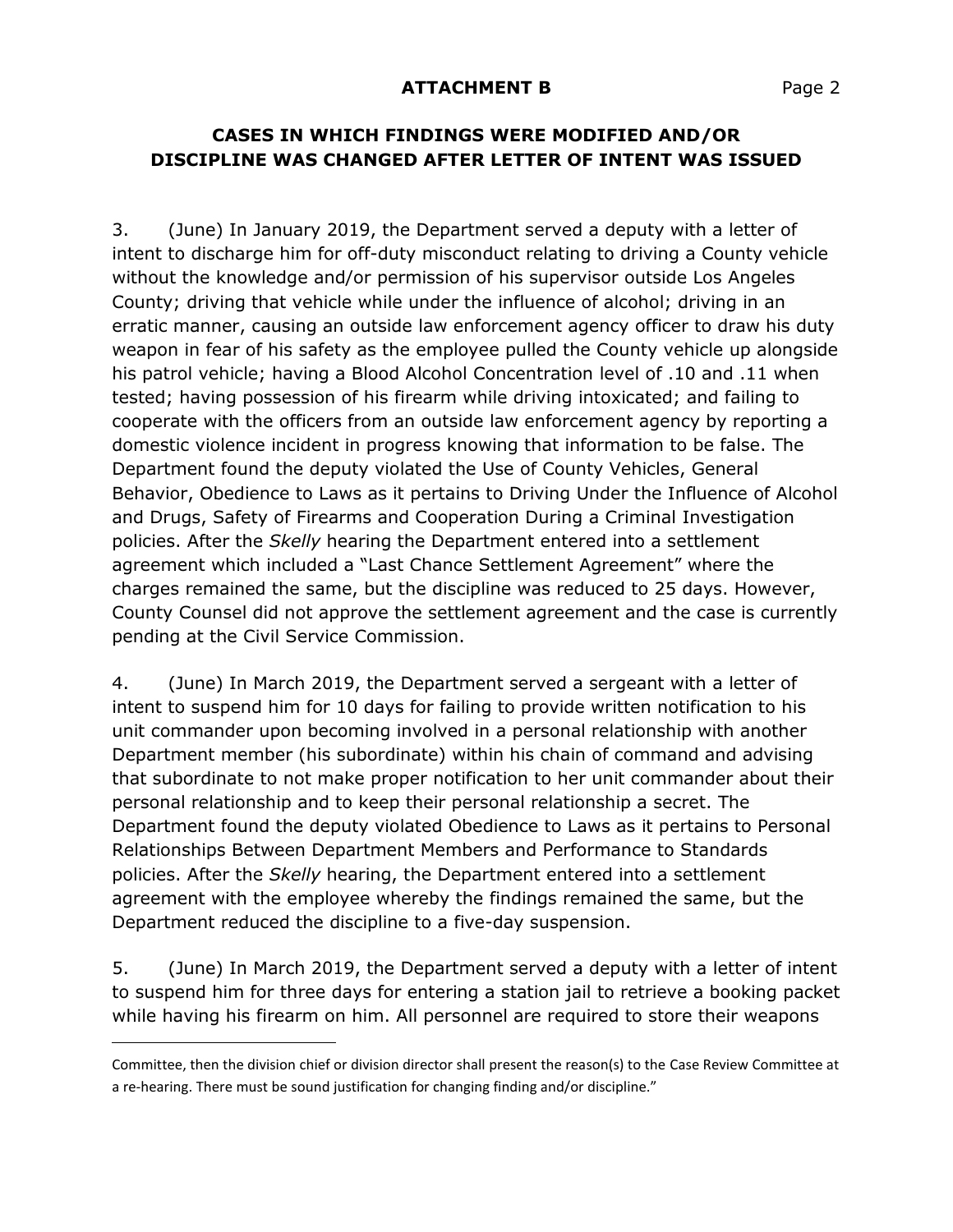**ATTACHMENT B**

## CASES IN WHICH FINDINGS WERE MODIFIED AND/OR DISCIPLINE WAS CHANGED AFTER LETTER OF INTENT WAS ISSUED

3. (June) In January 2019, the Department served a deputy with a letter of intent to discharge him for off-duty misconduct relating to driving a County vehicle without the knowledge and/or permission of his supervisor outside Los Angeles County; driving that vehicle while under the influence of alcohol; driving in an erratic manner, causing an outside law enforcement agency officer to draw his duty weapon in fear of his safety as the employee pulled the County vehicle up alongside his patrol vehicle; having a Blood Alcohol Concentration level of .10 and .11 when tested; having possession of his firearm while driving intoxicated; and failing to cooperate with the officers from an outside law enforcement agency by reporting a domestic violence incident in progress knowing that information to be false. The Department found the deputy violated the Use of County Vehicles, General Behavior, Obedience to Laws as it pertains to Driving Under the Influence of Alcohol and Drugs, Safety of Firearms and Cooperation During a Criminal Investigation policies. After the *Skelly* hearing the Department entered into a settlement agreement which included a "Last Chance Settlement Agreement" where the charges remained the same, but the discipline was reduced to 25 days. However, County Counsel did not approve the settlement agreement and the case is currently pending at the Civil Service Commission.

4. (June) In March 2019, the Department served a sergeant with a letter of intent to suspend him for 10 days for failing to provide written notification to his unit commander upon becoming involved in a personal relationship with another Department member (his subordinate) within his chain of command and advising that subordinate to not make proper notification to her unit commander about their personal relationship and to keep their personal relationship a secret. The Department found the deputy violated Obedience to Laws as it pertains to Personal Relationships Between Department Members and Performance to Standards policies. After the *Skelly* hearing, the Department entered into a settlement agreement with the employee whereby the findings remained the same, but the Department reduced the discipline to a five-day suspension.

5. (June) In March 2019, the Department served a deputy with a letter of intent to suspend him for three days for entering a station jail to retrieve a booking packet while having his firearm on him. All personnel are required to store their weapons

Committee, then the division chief or division director shall present the reason(s) to the Case Review Committee at a re-hearing. There must be sound justification for changing finding and/or discipline."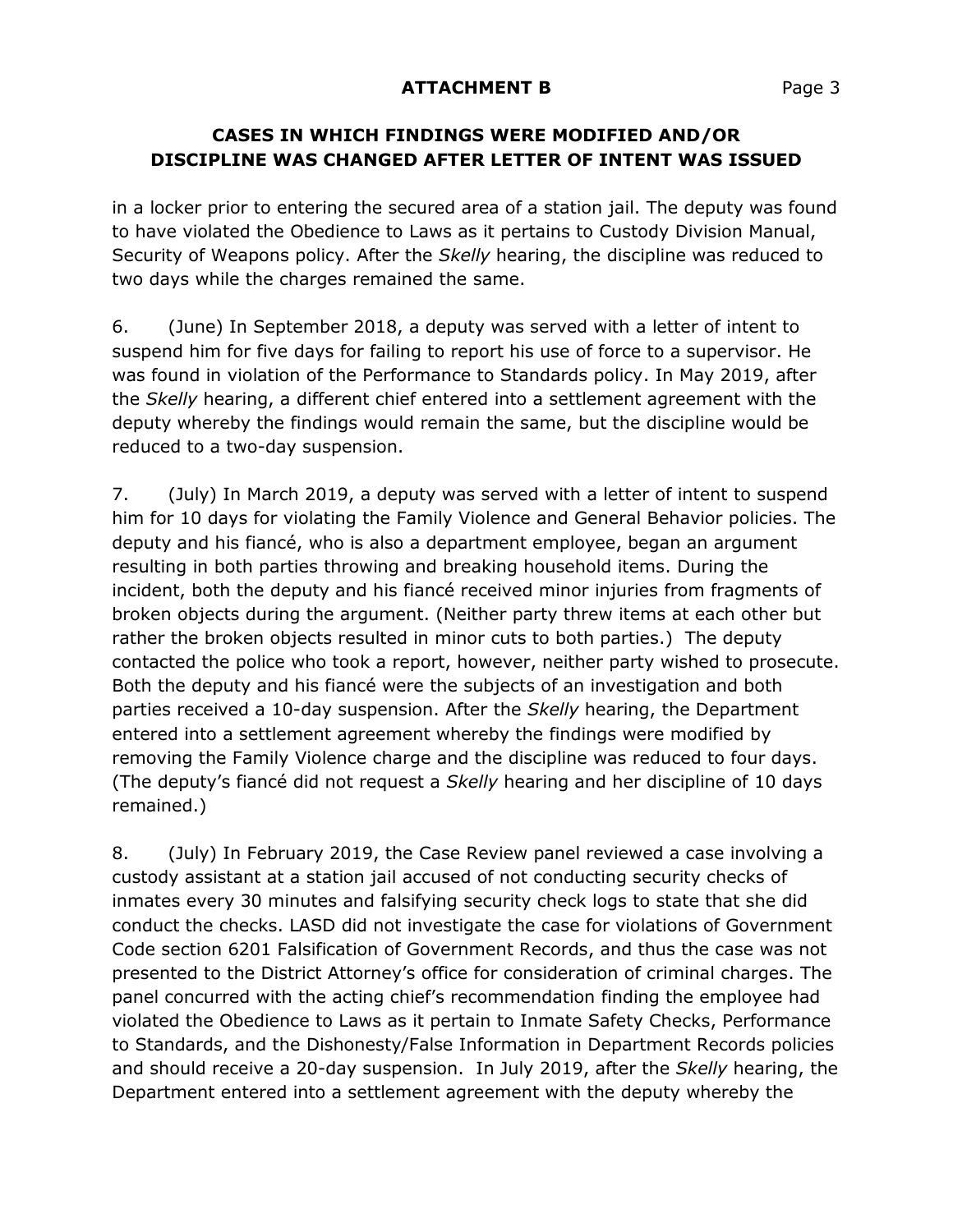**ATTACHMENT B**

**CASES IN WHICH FINDINGS WERE MODIFIED AND/OR DISCIPLINE WAS CHANGED AFTER LETTER OF INTENT WAS ISSUED**

in a locker prior to entering the secured area of a station jail. The deputy was found to have violated the Obedience to Laws as it pertains to Custody Division Manual, Security of Weapons policy. After the *Skelly* hearing, the discipline was reduced to two days while the charges remained the same.

6. (June) In September 2018, a deputy was served with a letter of intent to suspend him for five days for failing to report his use of force to a supervisor. He was found in violation of the Performance to Standards policy. In May 2019, after the *Skelly* hearing, a different chief entered into a settlement agreement with the deputy whereby the findings would remain the same, but the discipline would be reduced to a two-day suspension.

7. (July) In March 2019, a deputy was served with a letter of intent to suspend him for 10 days for violating the Family Violence and General Behavior policies. The deputy and his fiancé, who is also a department employee, began an argument resulting in both parties throwing and breaking household items. During the incident, both the deputy and his fiancé received minor injuries from fragments of broken objects during the argument. (Neither party threw items at each other but rather the broken objects resulted in minor cuts to both parties.) The deputy contacted the police who took a report, however, neither party wished to prosecute. Both the deputy and his fiancé were the subjects of an investigation and both parties received a 10-day suspension. After the *Skelly* hearing, the Department entered into a settlement agreement whereby the findings were modified by removing the Family Violence charge and the discipline was reduced to four days. (The deputy's fiancé did not request a *Skelly* hearing and her discipline of 10 days remained.)

8. (July) In February 2019, the Case Review panel reviewed a case involving a custody assistant at a station jail accused of not conducting security checks of inmates every 30 minutes and falsifying security check logs to state that she did conduct the checks. LASD did not investigate the case for violations of Government Code section 6201 Falsification of Government Records, and thus the case was not presented to the District Attorney's office for consideration of criminal charges. The panel concurred with the acting chief's recommendation finding the employee had violated the Obedience to Laws as it pertain to Inmate Safety Checks, Performance to Standards, and the Dishonesty/False Information in Department Records policies and should receive a 20-day suspension. In July 2019, after the *Skelly* hearing, the Department entered into a settlement agreement with the deputy whereby the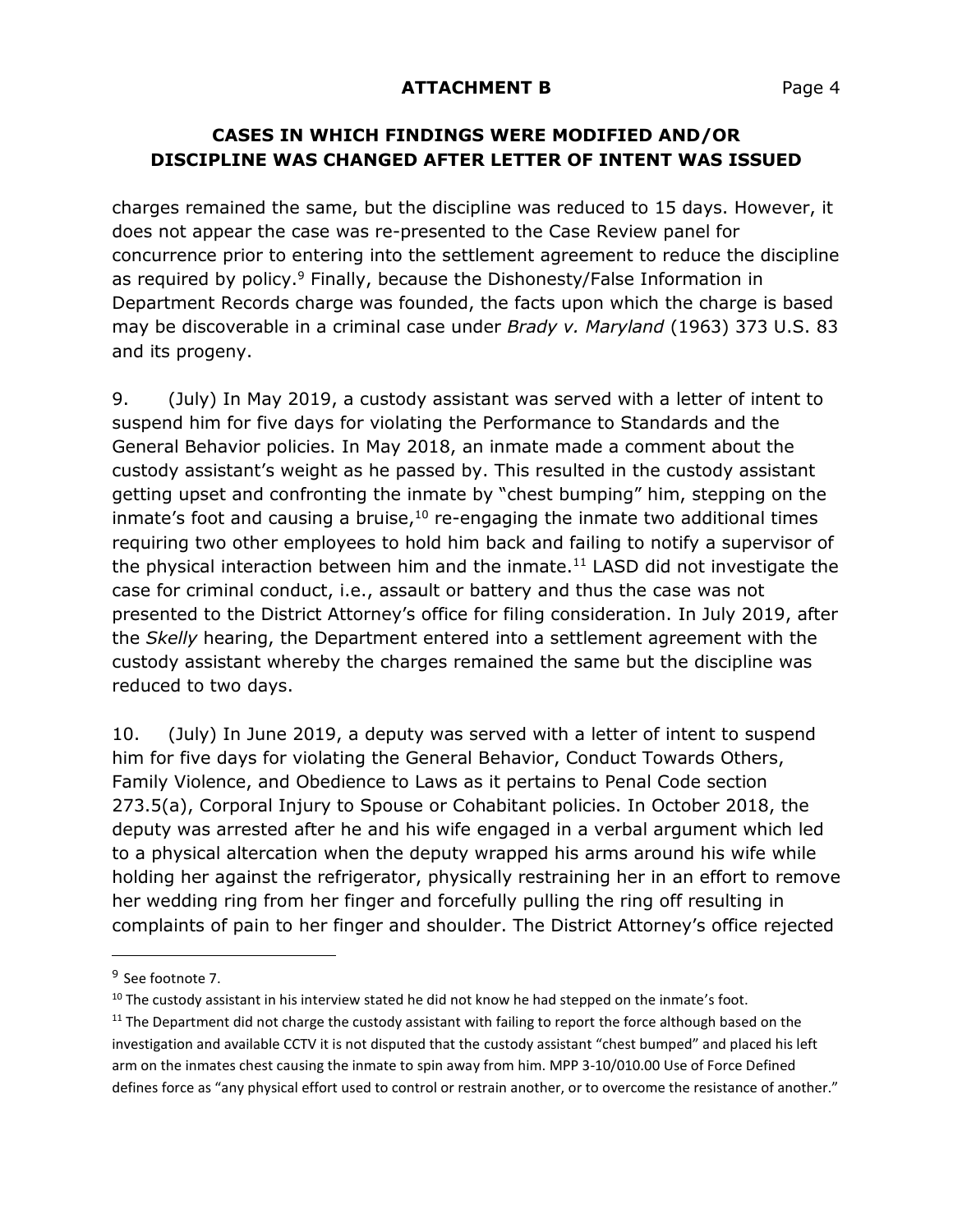**ATTACHMENT B**

**CASES IN WHICH FINDINGS WERE MODIFIED AND/OR DISCIPLINE WAS CHANGED AFTER LETTER OF INTENT WAS ISSUED**

charges remained the same, but the discipline was reduced to 15 days. However, it does not appear the case was re-presented to the Case Review panel for concurrence prior to entering into the settlement agreement to reduce the discipline as required by policy.[9] Finally, because the Dishonesty/False Information in Department Records charge was founded, the facts upon which the charge is based may be discoverable in a criminal case under *Brady v. Maryland* (1963) 373 U.S. 83 and its progeny.

9. (July) In May 2019, a custody assistant was served with a letter of intent to suspend him for five days for violating the Performance to Standards and the General Behavior policies. In May 2018, an inmate made a comment about the custody assistant's weight as he passed by. This resulted in the custody assistant getting upset and confronting the inmate by "chest bumping" him, stepping on the inmate's foot and causing a bruise,[10] re-engaging the inmate two additional times requiring two other employees to hold him back and failing to notify a supervisor of the physical interaction between him and the inmate.[11] LASD did not investigate the case for criminal conduct, i.e., assault or battery and thus the case was not presented to the District Attorney's office for filing consideration. In July 2019, after the *Skelly* hearing, the Department entered into a settlement agreement with the custody assistant whereby the charges remained the same but the discipline was reduced to two days.

10. (July) In June 2019, a deputy was served with a letter of intent to suspend him for five days for violating the General Behavior, Conduct Towards Others, Family Violence, and Obedience to Laws as it pertains to Penal Code section 273.5(a), Corporal Injury to Spouse or Cohabitant policies. In October 2018, the deputy was arrested after he and his wife engaged in a verbal argument which led to a physical altercation when the deputy wrapped his arms around his wife while holding her against the refrigerator, physically restraining her in an effort to remove her wedding ring from her finger and forcefully pulling the ring off resulting in complaints of pain to her finger and shoulder. The District Attorney's office rejected

---

[9] See footnote 7.

[10] The custody assistant in his interview stated he did not know he had stepped on the inmate's foot.

[11] The Department did not charge the custody assistant with failing to report the force although based on the investigation and available CCTV it is not disputed that the custody assistant "chest bumped" and placed his left arm on the inmates chest causing the inmate to spin away from him. MPP 3-10/010.00 Use of Force Defined defines force as "any physical effort used to control or restrain another, or to overcome the resistance of another."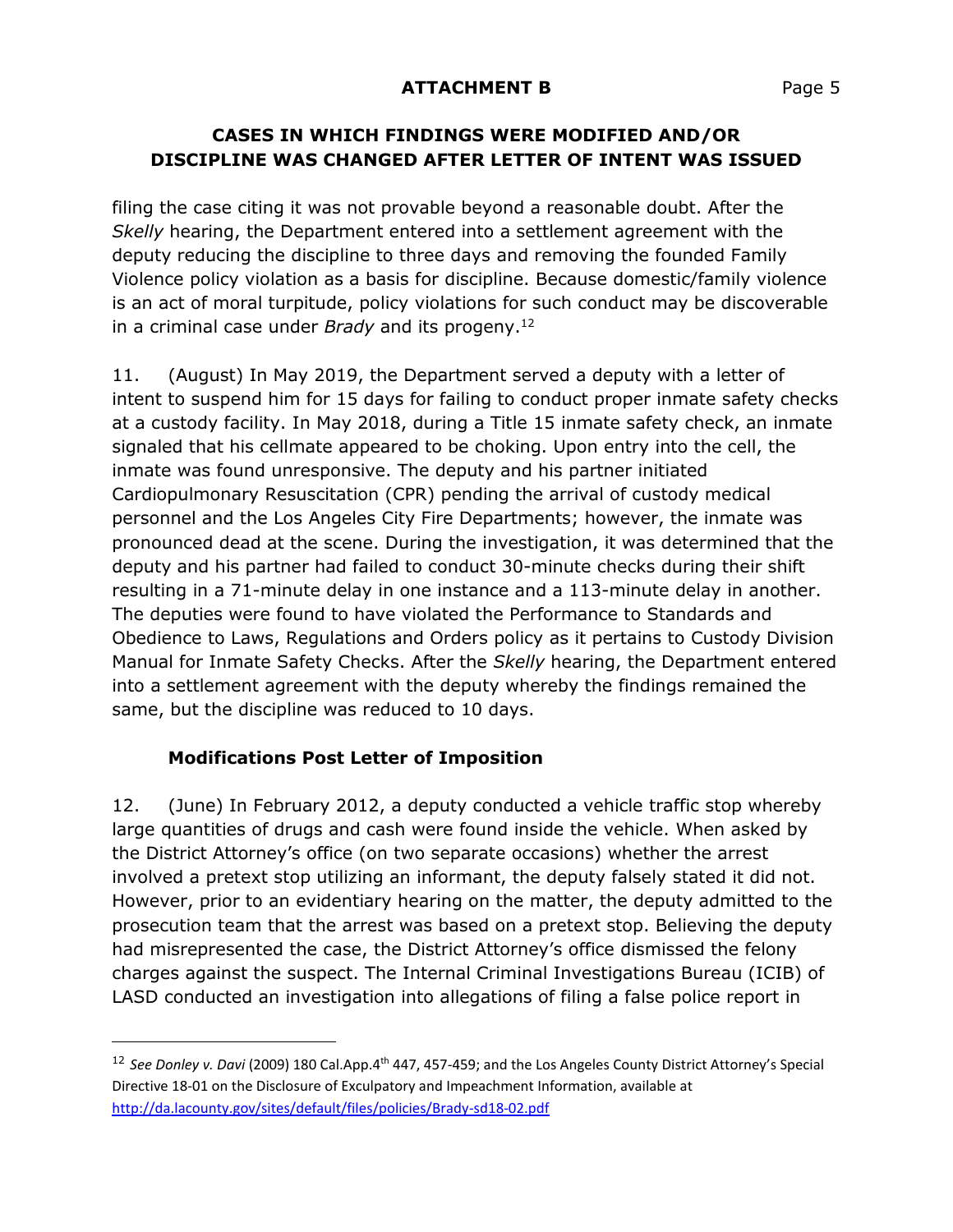## ATTACHMENT B

## CASES IN WHICH FINDINGS WERE MODIFIED AND/OR DISCIPLINE WAS CHANGED AFTER LETTER OF INTENT WAS ISSUED

filing the case citing it was not provable beyond a reasonable doubt. After the *Skelly* hearing, the Department entered into a settlement agreement with the deputy reducing the discipline to three days and removing the founded Family Violence policy violation as a basis for discipline. Because domestic/family violence is an act of moral turpitude, policy violations for such conduct may be discoverable in a criminal case under *Brady* and its progeny.[12]

11. (August) In May 2019, the Department served a deputy with a letter of intent to suspend him for 15 days for failing to conduct proper inmate safety checks at a custody facility. In May 2018, during a Title 15 inmate safety check, an inmate signaled that his cellmate appeared to be choking. Upon entry into the cell, the inmate was found unresponsive. The deputy and his partner initiated Cardiopulmonary Resuscitation (CPR) pending the arrival of custody medical personnel and the Los Angeles City Fire Departments; however, the inmate was pronounced dead at the scene. During the investigation, it was determined that the deputy and his partner had failed to conduct 30-minute checks during their shift resulting in a 71-minute delay in one instance and a 113-minute delay in another. The deputies were found to have violated the Performance to Standards and Obedience to Laws, Regulations and Orders policy as it pertains to Custody Division Manual for Inmate Safety Checks. After the *Skelly* hearing, the Department entered into a settlement agreement with the deputy whereby the findings remained the same, but the discipline was reduced to 10 days.

### Modifications Post Letter of Imposition

12. (June) In February 2012, a deputy conducted a vehicle traffic stop whereby large quantities of drugs and cash were found inside the vehicle. When asked by the District Attorney's office (on two separate occasions) whether the arrest involved a pretext stop utilizing an informant, the deputy falsely stated it did not. However, prior to an evidentiary hearing on the matter, the deputy admitted to the prosecution team that the arrest was based on a pretext stop. Believing the deputy had misrepresented the case, the District Attorney's office dismissed the felony charges against the suspect. The Internal Criminal Investigations Bureau (ICIB) of LASD conducted an investigation into allegations of filing a false police report in

---

[12] *See Donley v. Davi* (2009) 180 Cal.App.4th 447, 457-459; and the Los Angeles County District Attorney's Special Directive 18-01 on the Disclosure of Exculpatory and Impeachment Information, available at http://da.lacounty.gov/sites/default/files/policies/Brady-sd18-02.pdf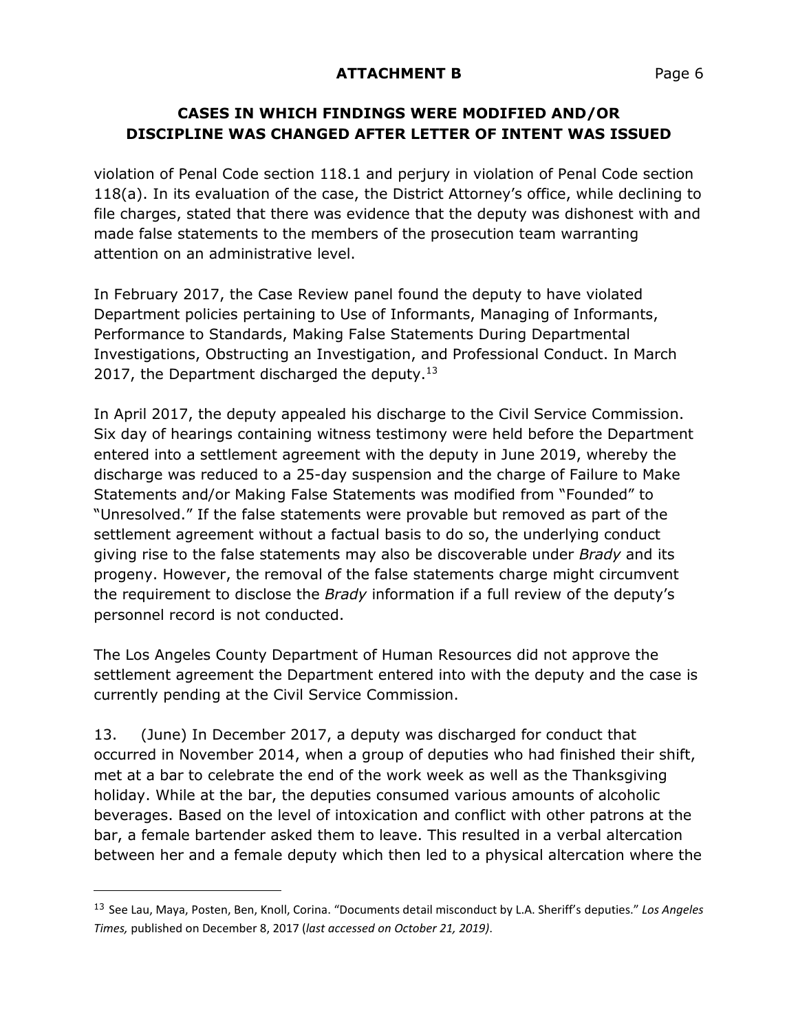## CASES IN WHICH FINDINGS WERE MODIFIED AND/OR DISCIPLINE WAS CHANGED AFTER LETTER OF INTENT WAS ISSUED

violation of Penal Code section 118.1 and perjury in violation of Penal Code section 118(a). In its evaluation of the case, the District Attorney's office, while declining to file charges, stated that there was evidence that the deputy was dishonest with and made false statements to the members of the prosecution team warranting attention on an administrative level.

In February 2017, the Case Review panel found the deputy to have violated Department policies pertaining to Use of Informants, Managing of Informants, Performance to Standards, Making False Statements During Departmental Investigations, Obstructing an Investigation, and Professional Conduct. In March 2017, the Department discharged the deputy.[13]

In April 2017, the deputy appealed his discharge to the Civil Service Commission. Six day of hearings containing witness testimony were held before the Department entered into a settlement agreement with the deputy in June 2019, whereby the discharge was reduced to a 25-day suspension and the charge of Failure to Make Statements and/or Making False Statements was modified from "Founded" to "Unresolved." If the false statements were provable but removed as part of the settlement agreement without a factual basis to do so, the underlying conduct giving rise to the false statements may also be discoverable under *Brady* and its progeny. However, the removal of the false statements charge might circumvent the requirement to disclose the *Brady* information if a full review of the deputy's personnel record is not conducted.

The Los Angeles County Department of Human Resources did not approve the settlement agreement the Department entered into with the deputy and the case is currently pending at the Civil Service Commission.

13. (June) In December 2017, a deputy was discharged for conduct that occurred in November 2014, when a group of deputies who had finished their shift, met at a bar to celebrate the end of the work week as well as the Thanksgiving holiday. While at the bar, the deputies consumed various amounts of alcoholic beverages. Based on the level of intoxication and conflict with other patrons at the bar, a female bartender asked them to leave. This resulted in a verbal altercation between her and a female deputy which then led to a physical altercation where the

---

[13] See Lau, Maya, Posten, Ben, Knoll, Corina. "Documents detail misconduct by L.A. Sheriff's deputies." *Los Angeles Times,* published on December 8, 2017 (*last accessed on October 21, 2019).*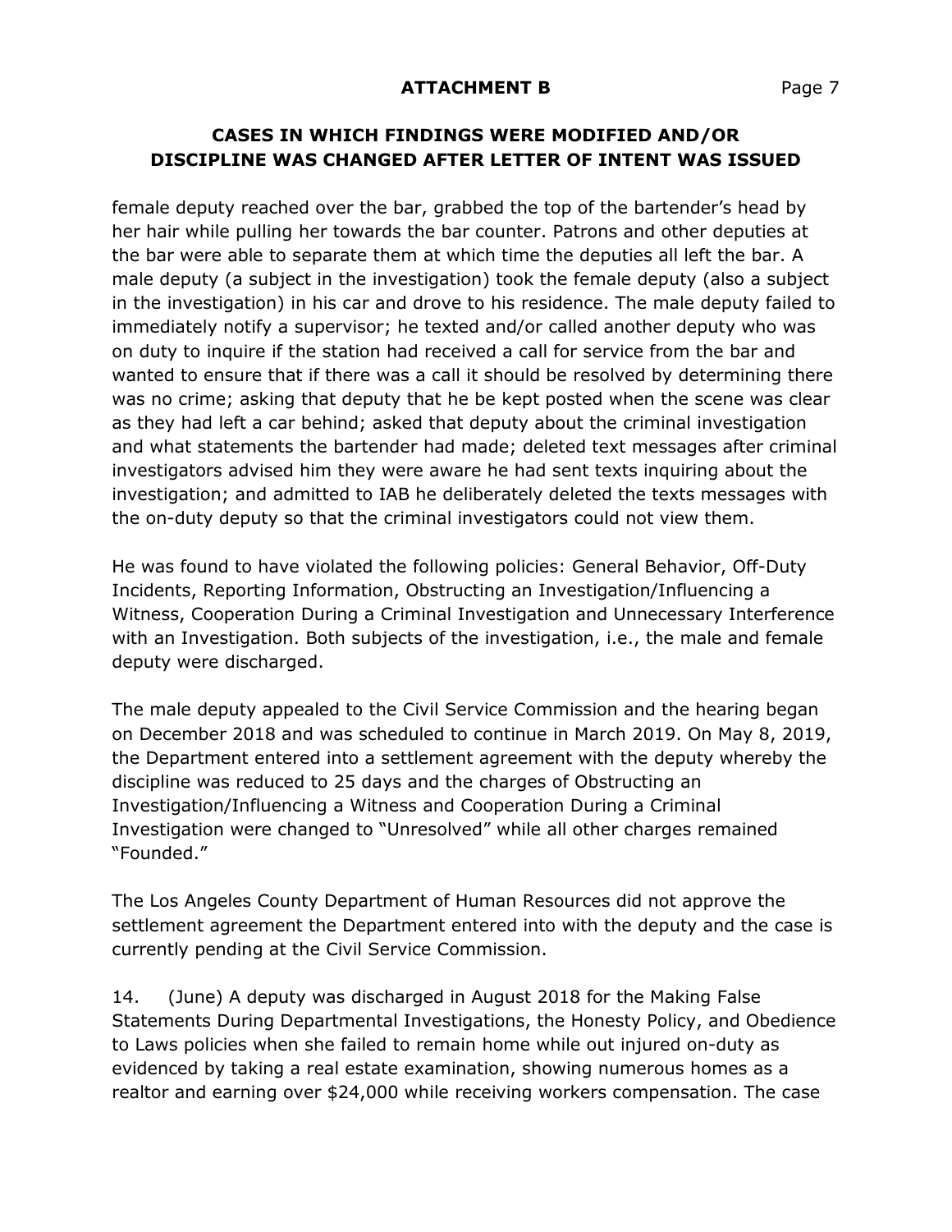## ATTACHMENT B

## CASES IN WHICH FINDINGS WERE MODIFIED AND/OR DISCIPLINE WAS CHANGED AFTER LETTER OF INTENT WAS ISSUED

female deputy reached over the bar, grabbed the top of the bartender's head by her hair while pulling her towards the bar counter. Patrons and other deputies at the bar were able to separate them at which time the deputies all left the bar. A male deputy (a subject in the investigation) took the female deputy (also a subject in the investigation) in his car and drove to his residence. The male deputy failed to immediately notify a supervisor; he texted and/or called another deputy who was on duty to inquire if the station had received a call for service from the bar and wanted to ensure that if there was a call it should be resolved by determining there was no crime; asking that deputy that he be kept posted when the scene was clear as they had left a car behind; asked that deputy about the criminal investigation and what statements the bartender had made; deleted text messages after criminal investigators advised him they were aware he had sent texts inquiring about the investigation; and admitted to IAB he deliberately deleted the texts messages with the on-duty deputy so that the criminal investigators could not view them.

He was found to have violated the following policies: General Behavior, Off-Duty Incidents, Reporting Information, Obstructing an Investigation/Influencing a Witness, Cooperation During a Criminal Investigation and Unnecessary Interference with an Investigation. Both subjects of the investigation, i.e., the male and female deputy were discharged.

The male deputy appealed to the Civil Service Commission and the hearing began on December 2018 and was scheduled to continue in March 2019. On May 8, 2019, the Department entered into a settlement agreement with the deputy whereby the discipline was reduced to 25 days and the charges of Obstructing an Investigation/Influencing a Witness and Cooperation During a Criminal Investigation were changed to "Unresolved" while all other charges remained "Founded."

The Los Angeles County Department of Human Resources did not approve the settlement agreement the Department entered into with the deputy and the case is currently pending at the Civil Service Commission.

14. (June) A deputy was discharged in August 2018 for the Making False Statements During Departmental Investigations, the Honesty Policy, and Obedience to Laws policies when she failed to remain home while out injured on-duty as evidenced by taking a real estate examination, showing numerous homes as a realtor and earning over $24,000 while receiving workers compensation. The case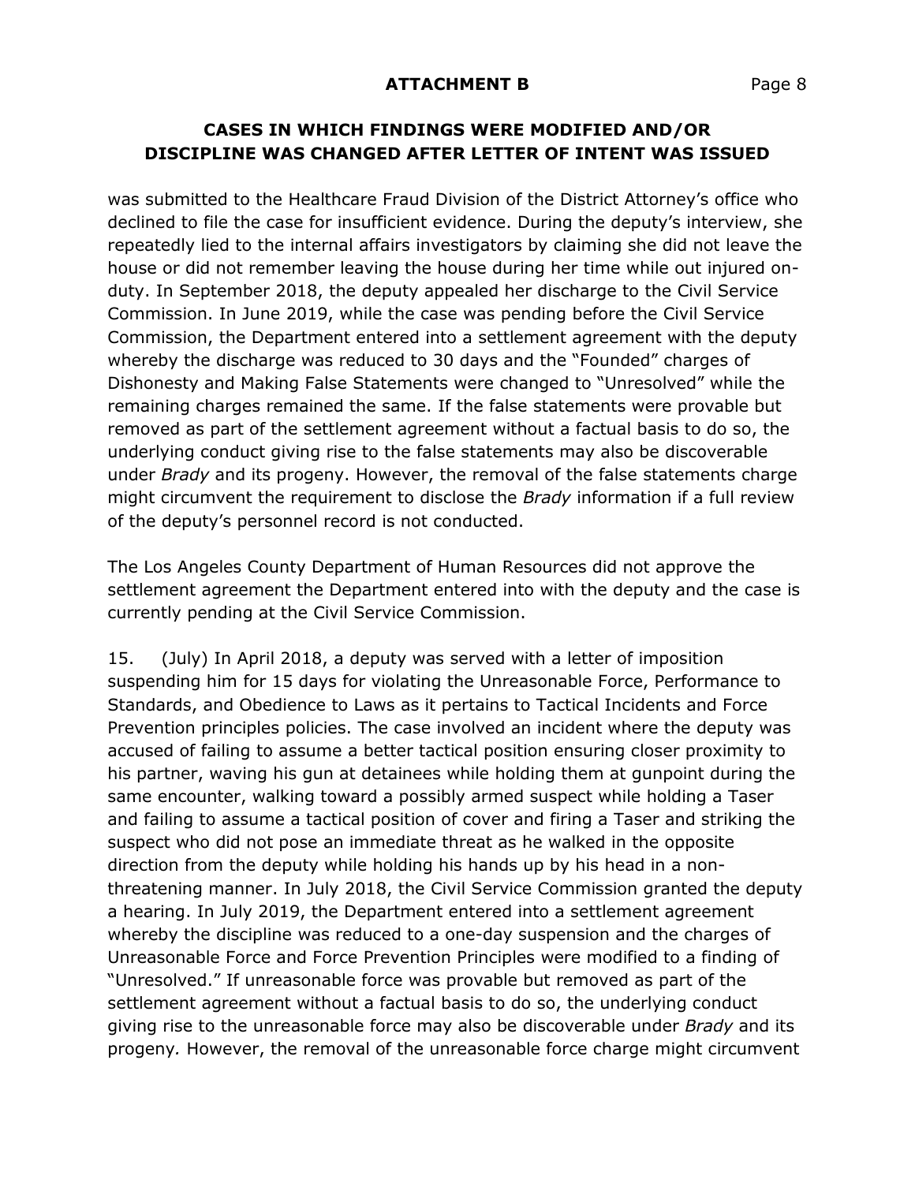**ATTACHMENT B**

**CASES IN WHICH FINDINGS WERE MODIFIED AND/OR DISCIPLINE WAS CHANGED AFTER LETTER OF INTENT WAS ISSUED**

was submitted to the Healthcare Fraud Division of the District Attorney's office who declined to file the case for insufficient evidence. During the deputy's interview, she repeatedly lied to the internal affairs investigators by claiming she did not leave the house or did not remember leaving the house during her time while out injured on-duty. In September 2018, the deputy appealed her discharge to the Civil Service Commission. In June 2019, while the case was pending before the Civil Service Commission, the Department entered into a settlement agreement with the deputy whereby the discharge was reduced to 30 days and the "Founded" charges of Dishonesty and Making False Statements were changed to "Unresolved" while the remaining charges remained the same. If the false statements were provable but removed as part of the settlement agreement without a factual basis to do so, the underlying conduct giving rise to the false statements may also be discoverable under *Brady* and its progeny. However, the removal of the false statements charge might circumvent the requirement to disclose the *Brady* information if a full review of the deputy's personnel record is not conducted.

The Los Angeles County Department of Human Resources did not approve the settlement agreement the Department entered into with the deputy and the case is currently pending at the Civil Service Commission.

15. (July) In April 2018, a deputy was served with a letter of imposition suspending him for 15 days for violating the Unreasonable Force, Performance to Standards, and Obedience to Laws as it pertains to Tactical Incidents and Force Prevention principles policies. The case involved an incident where the deputy was accused of failing to assume a better tactical position ensuring closer proximity to his partner, waving his gun at detainees while holding them at gunpoint during the same encounter, walking toward a possibly armed suspect while holding a Taser and failing to assume a tactical position of cover and firing a Taser and striking the suspect who did not pose an immediate threat as he walked in the opposite direction from the deputy while holding his hands up by his head in a non-threatening manner. In July 2018, the Civil Service Commission granted the deputy a hearing. In July 2019, the Department entered into a settlement agreement whereby the discipline was reduced to a one-day suspension and the charges of Unreasonable Force and Force Prevention Principles were modified to a finding of "Unresolved." If unreasonable force was provable but removed as part of the settlement agreement without a factual basis to do so, the underlying conduct giving rise to the unreasonable force may also be discoverable under *Brady* and its progeny. However, the removal of the unreasonable force charge might circumvent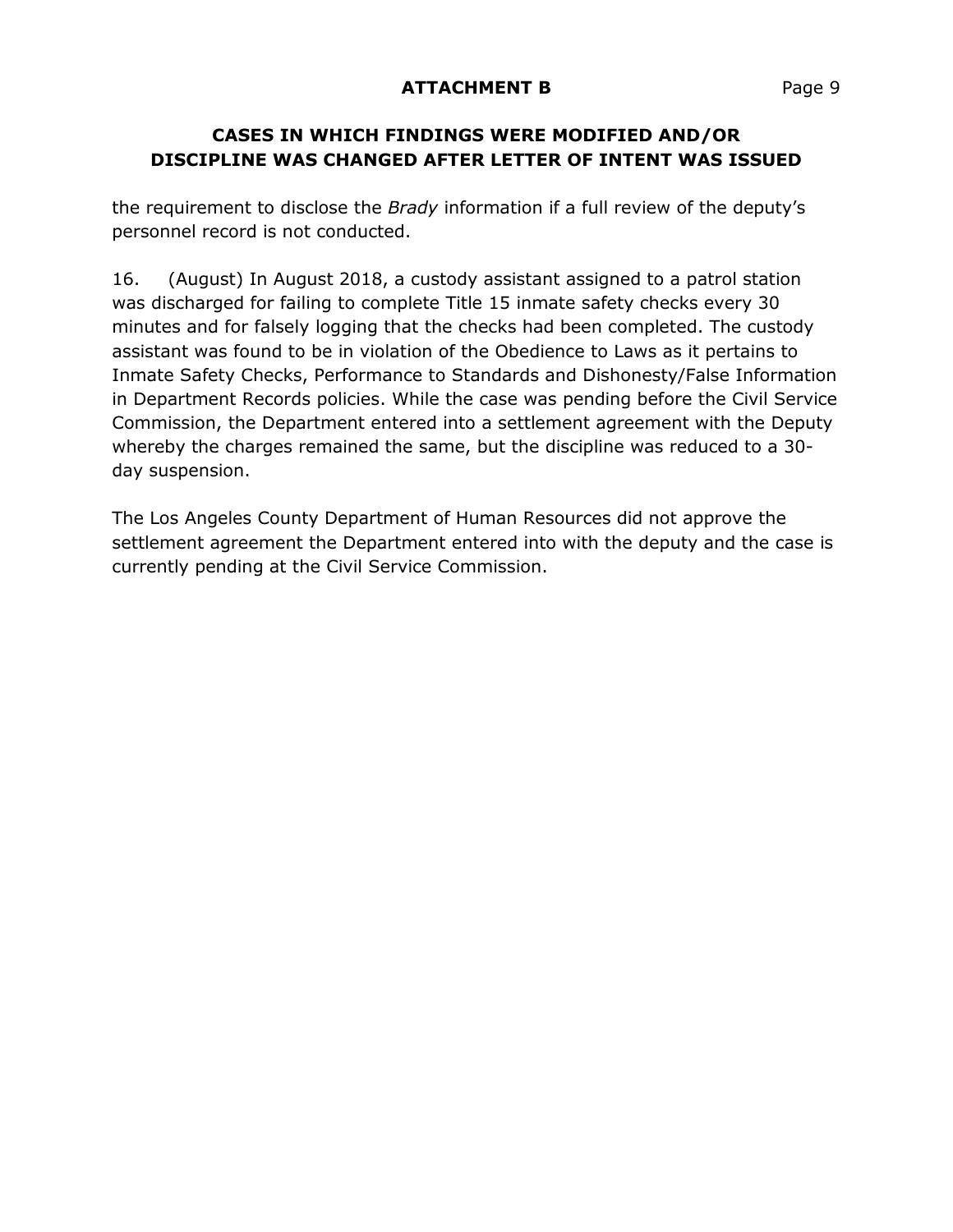## CASES IN WHICH FINDINGS WERE MODIFIED AND/OR DISCIPLINE WAS CHANGED AFTER LETTER OF INTENT WAS ISSUED

the requirement to disclose the *Brady* information if a full review of the deputy's personnel record is not conducted.

16. (August) In August 2018, a custody assistant assigned to a patrol station was discharged for failing to complete Title 15 inmate safety checks every 30 minutes and for falsely logging that the checks had been completed. The custody assistant was found to be in violation of the Obedience to Laws as it pertains to Inmate Safety Checks, Performance to Standards and Dishonesty/False Information in Department Records policies. While the case was pending before the Civil Service Commission, the Department entered into a settlement agreement with the Deputy whereby the charges remained the same, but the discipline was reduced to a 30-day suspension.

The Los Angeles County Department of Human Resources did not approve the settlement agreement the Department entered into with the deputy and the case is currently pending at the Civil Service Commission.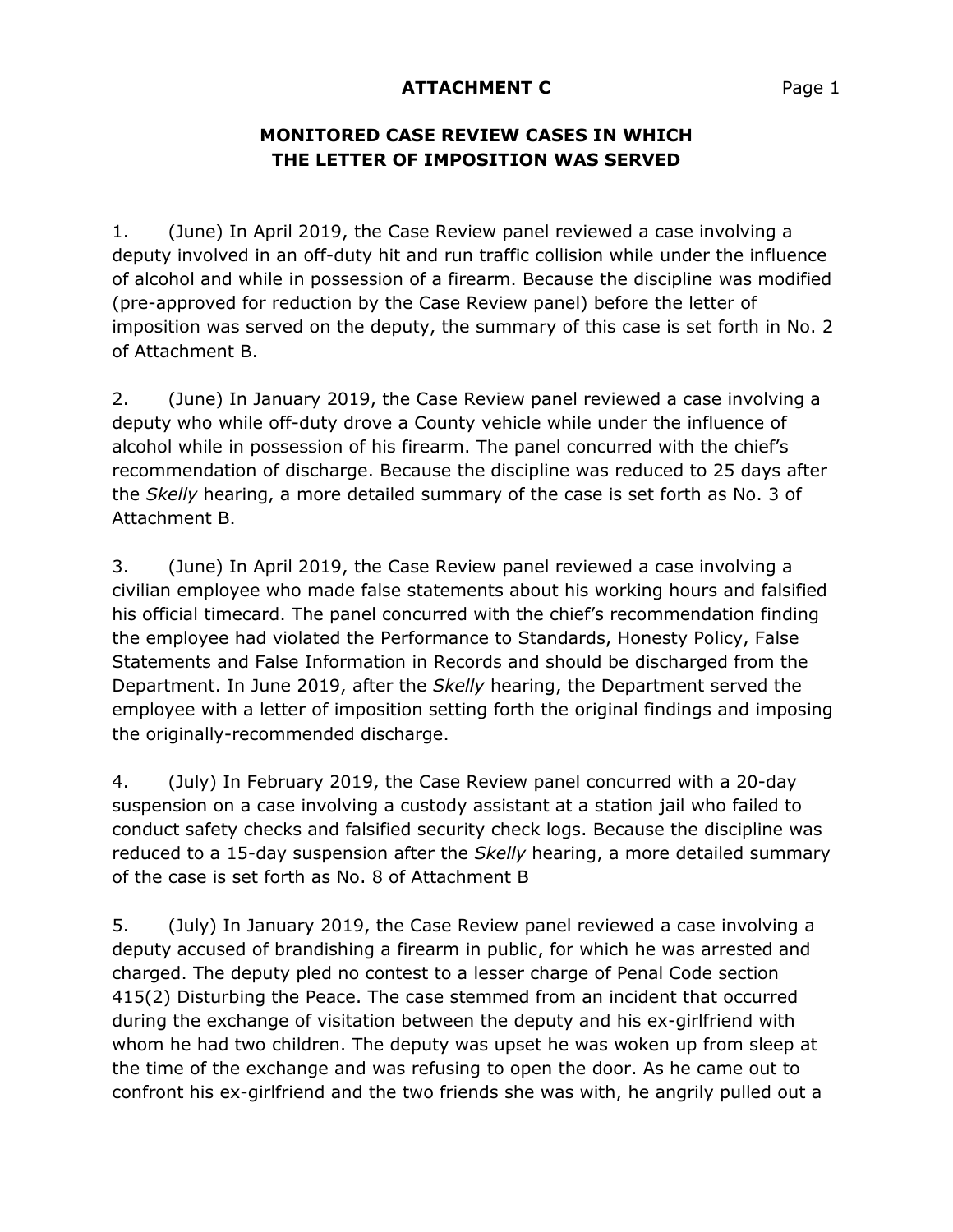## ATTACHMENT C

## MONITORED CASE REVIEW CASES IN WHICH THE LETTER OF IMPOSITION WAS SERVED

1. (June) In April 2019, the Case Review panel reviewed a case involving a deputy involved in an off-duty hit and run traffic collision while under the influence of alcohol and while in possession of a firearm. Because the discipline was modified (pre-approved for reduction by the Case Review panel) before the letter of imposition was served on the deputy, the summary of this case is set forth in No. 2 of Attachment B.

2. (June) In January 2019, the Case Review panel reviewed a case involving a deputy who while off-duty drove a County vehicle while under the influence of alcohol while in possession of his firearm. The panel concurred with the chief's recommendation of discharge. Because the discipline was reduced to 25 days after the *Skelly* hearing, a more detailed summary of the case is set forth as No. 3 of Attachment B.

3. (June) In April 2019, the Case Review panel reviewed a case involving a civilian employee who made false statements about his working hours and falsified his official timecard. The panel concurred with the chief's recommendation finding the employee had violated the Performance to Standards, Honesty Policy, False Statements and False Information in Records and should be discharged from the Department. In June 2019, after the *Skelly* hearing, the Department served the employee with a letter of imposition setting forth the original findings and imposing the originally-recommended discharge.

4. (July) In February 2019, the Case Review panel concurred with a 20-day suspension on a case involving a custody assistant at a station jail who failed to conduct safety checks and falsified security check logs. Because the discipline was reduced to a 15-day suspension after the *Skelly* hearing, a more detailed summary of the case is set forth as No. 8 of Attachment B

5. (July) In January 2019, the Case Review panel reviewed a case involving a deputy accused of brandishing a firearm in public, for which he was arrested and charged. The deputy pled no contest to a lesser charge of Penal Code section 415(2) Disturbing the Peace. The case stemmed from an incident that occurred during the exchange of visitation between the deputy and his ex-girlfriend with whom he had two children. The deputy was upset he was woken up from sleep at the time of the exchange and was refusing to open the door. As he came out to confront his ex-girlfriend and the two friends she was with, he angrily pulled out a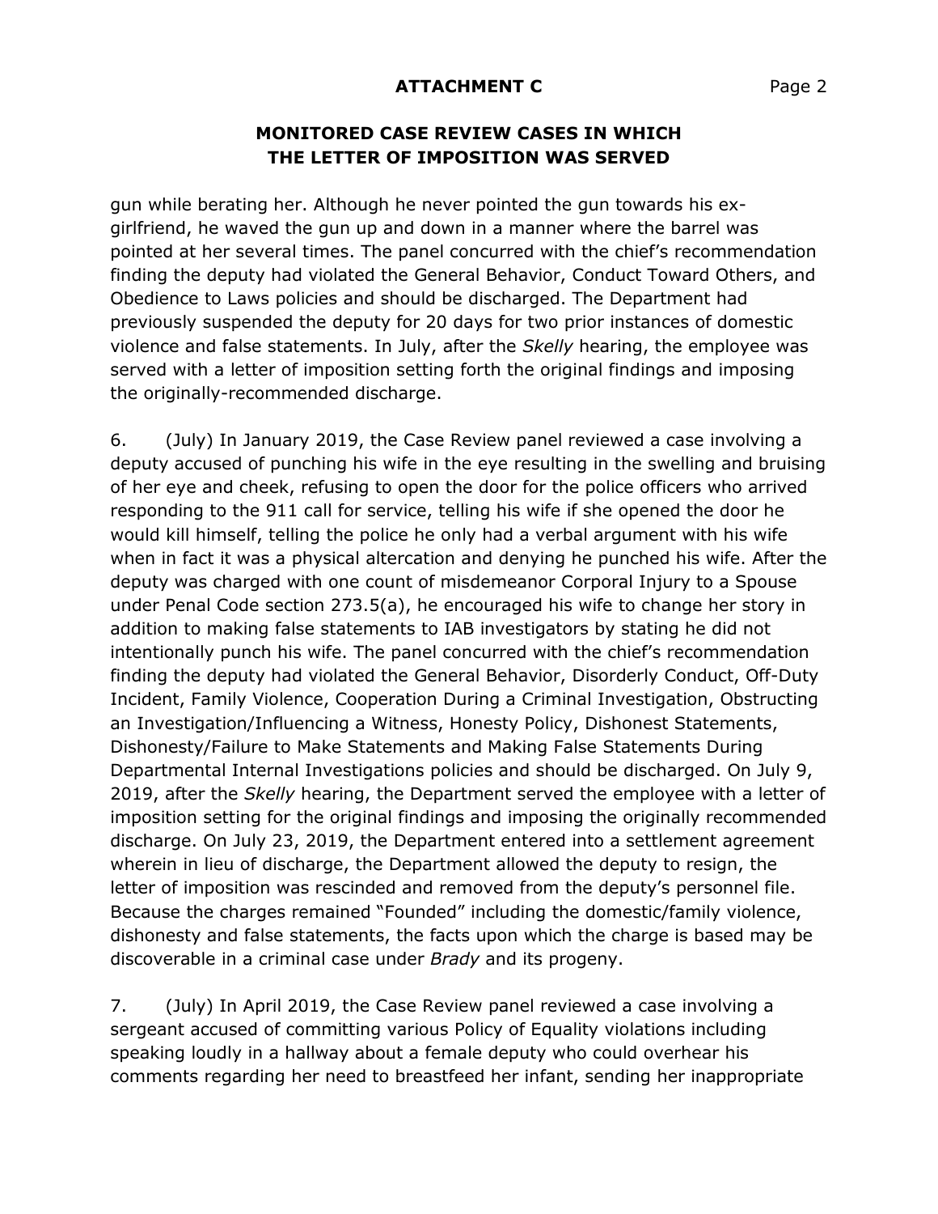## MONITORED CASE REVIEW CASES IN WHICH THE LETTER OF IMPOSITION WAS SERVED

gun while berating her. Although he never pointed the gun towards his ex-girlfriend, he waved the gun up and down in a manner where the barrel was pointed at her several times. The panel concurred with the chief's recommendation finding the deputy had violated the General Behavior, Conduct Toward Others, and Obedience to Laws policies and should be discharged. The Department had previously suspended the deputy for 20 days for two prior instances of domestic violence and false statements. In July, after the *Skelly* hearing, the employee was served with a letter of imposition setting forth the original findings and imposing the originally-recommended discharge.

6. (July) In January 2019, the Case Review panel reviewed a case involving a deputy accused of punching his wife in the eye resulting in the swelling and bruising of her eye and cheek, refusing to open the door for the police officers who arrived responding to the 911 call for service, telling his wife if she opened the door he would kill himself, telling the police he only had a verbal argument with his wife when in fact it was a physical altercation and denying he punched his wife. After the deputy was charged with one count of misdemeanor Corporal Injury to a Spouse under Penal Code section 273.5(a), he encouraged his wife to change her story in addition to making false statements to IAB investigators by stating he did not intentionally punch his wife. The panel concurred with the chief's recommendation finding the deputy had violated the General Behavior, Disorderly Conduct, Off-Duty Incident, Family Violence, Cooperation During a Criminal Investigation, Obstructing an Investigation/Influencing a Witness, Honesty Policy, Dishonest Statements, Dishonesty/Failure to Make Statements and Making False Statements During Departmental Internal Investigations policies and should be discharged. On July 9, 2019, after the *Skelly* hearing, the Department served the employee with a letter of imposition setting for the original findings and imposing the originally recommended discharge. On July 23, 2019, the Department entered into a settlement agreement wherein in lieu of discharge, the Department allowed the deputy to resign, the letter of imposition was rescinded and removed from the deputy's personnel file. Because the charges remained "Founded" including the domestic/family violence, dishonesty and false statements, the facts upon which the charge is based may be discoverable in a criminal case under *Brady* and its progeny.

7. (July) In April 2019, the Case Review panel reviewed a case involving a sergeant accused of committing various Policy of Equality violations including speaking loudly in a hallway about a female deputy who could overhear his comments regarding her need to breastfeed her infant, sending her inappropriate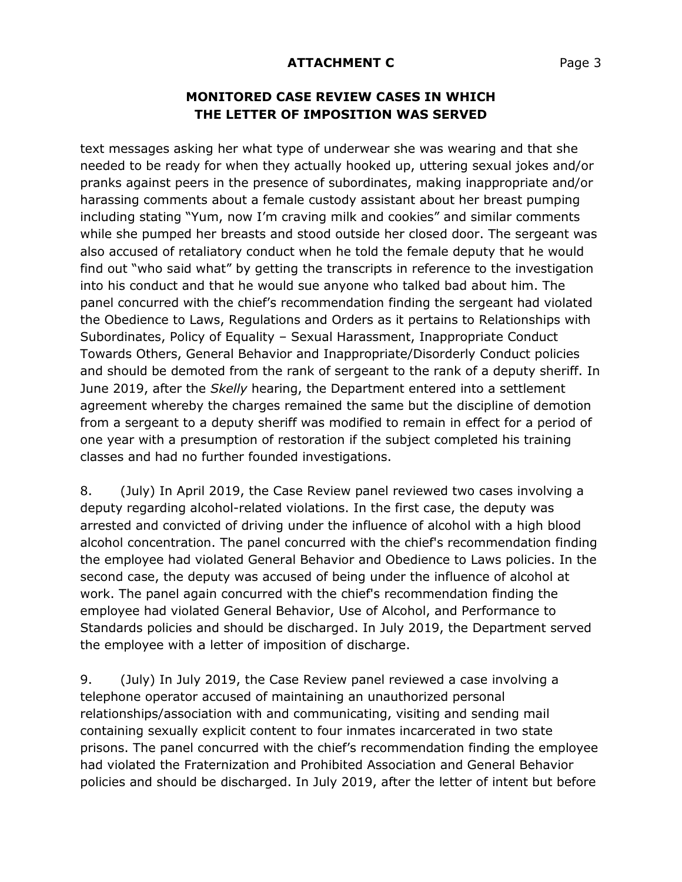**MONITORED CASE REVIEW CASES IN WHICH THE LETTER OF IMPOSITION WAS SERVED**

text messages asking her what type of underwear she was wearing and that she needed to be ready for when they actually hooked up, uttering sexual jokes and/or pranks against peers in the presence of subordinates, making inappropriate and/or harassing comments about a female custody assistant about her breast pumping including stating "Yum, now I'm craving milk and cookies" and similar comments while she pumped her breasts and stood outside her closed door. The sergeant was also accused of retaliatory conduct when he told the female deputy that he would find out "who said what" by getting the transcripts in reference to the investigation into his conduct and that he would sue anyone who talked bad about him. The panel concurred with the chief's recommendation finding the sergeant had violated the Obedience to Laws, Regulations and Orders as it pertains to Relationships with Subordinates, Policy of Equality – Sexual Harassment, Inappropriate Conduct Towards Others, General Behavior and Inappropriate/Disorderly Conduct policies and should be demoted from the rank of sergeant to the rank of a deputy sheriff. In June 2019, after the *Skelly* hearing, the Department entered into a settlement agreement whereby the charges remained the same but the discipline of demotion from a sergeant to a deputy sheriff was modified to remain in effect for a period of one year with a presumption of restoration if the subject completed his training classes and had no further founded investigations.

8. (July) In April 2019, the Case Review panel reviewed two cases involving a deputy regarding alcohol-related violations. In the first case, the deputy was arrested and convicted of driving under the influence of alcohol with a high blood alcohol concentration. The panel concurred with the chief's recommendation finding the employee had violated General Behavior and Obedience to Laws policies. In the second case, the deputy was accused of being under the influence of alcohol at work. The panel again concurred with the chief's recommendation finding the employee had violated General Behavior, Use of Alcohol, and Performance to Standards policies and should be discharged. In July 2019, the Department served the employee with a letter of imposition of discharge.

9. (July) In July 2019, the Case Review panel reviewed a case involving a telephone operator accused of maintaining an unauthorized personal relationships/association with and communicating, visiting and sending mail containing sexually explicit content to four inmates incarcerated in two state prisons. The panel concurred with the chief's recommendation finding the employee had violated the Fraternization and Prohibited Association and General Behavior policies and should be discharged. In July 2019, after the letter of intent but before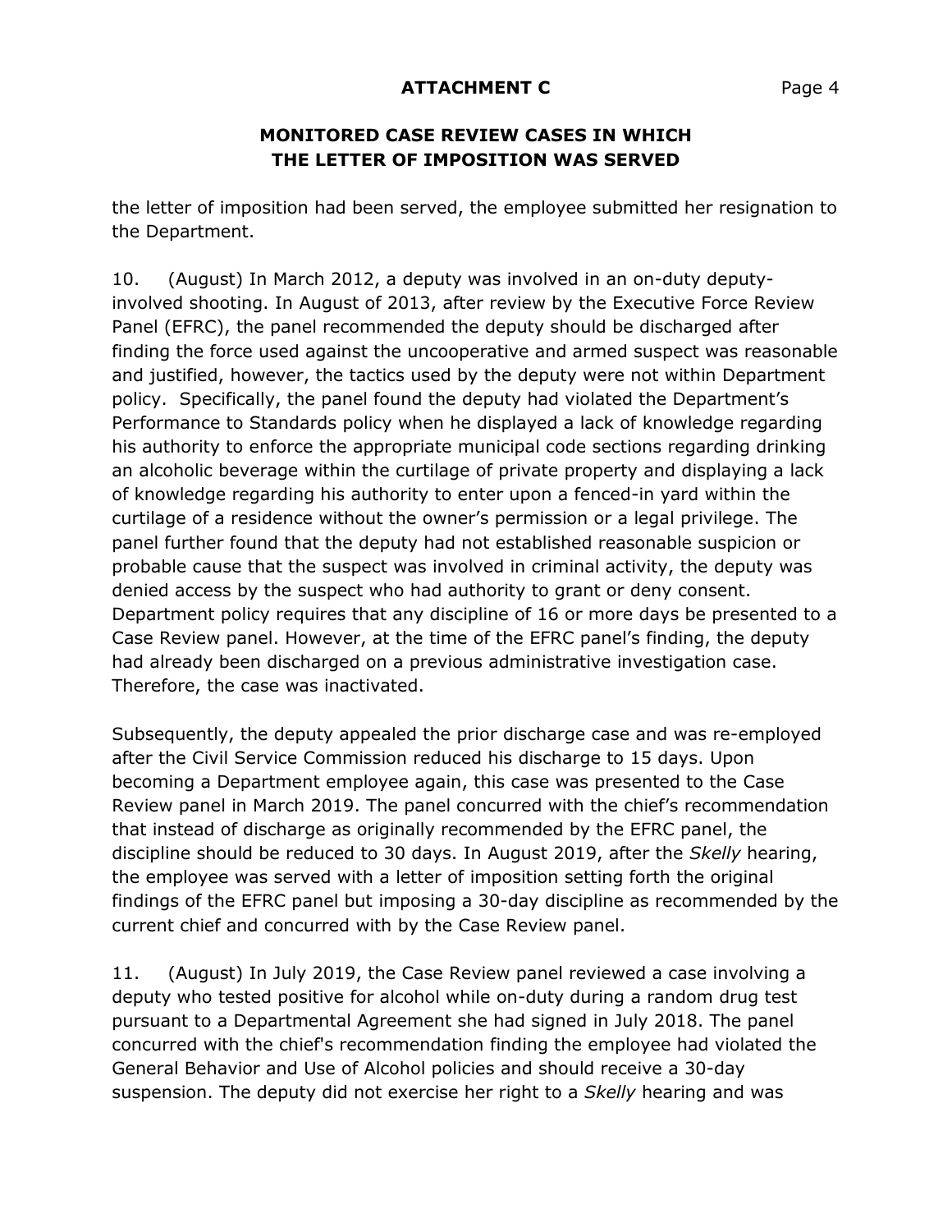## ATTACHMENT C

## MONITORED CASE REVIEW CASES IN WHICH THE LETTER OF IMPOSITION WAS SERVED

the letter of imposition had been served, the employee submitted her resignation to the Department.

10. (August) In March 2012, a deputy was involved in an on-duty deputy-involved shooting. In August of 2013, after review by the Executive Force Review Panel (EFRC), the panel recommended the deputy should be discharged after finding the force used against the uncooperative and armed suspect was reasonable and justified, however, the tactics used by the deputy were not within Department policy. Specifically, the panel found the deputy had violated the Department's Performance to Standards policy when he displayed a lack of knowledge regarding his authority to enforce the appropriate municipal code sections regarding drinking an alcoholic beverage within the curtilage of private property and displaying a lack of knowledge regarding his authority to enter upon a fenced-in yard within the curtilage of a residence without the owner's permission or a legal privilege. The panel further found that the deputy had not established reasonable suspicion or probable cause that the suspect was involved in criminal activity, the deputy was denied access by the suspect who had authority to grant or deny consent. Department policy requires that any discipline of 16 or more days be presented to a Case Review panel. However, at the time of the EFRC panel's finding, the deputy had already been discharged on a previous administrative investigation case. Therefore, the case was inactivated.

Subsequently, the deputy appealed the prior discharge case and was re-employed after the Civil Service Commission reduced his discharge to 15 days. Upon becoming a Department employee again, this case was presented to the Case Review panel in March 2019. The panel concurred with the chief's recommendation that instead of discharge as originally recommended by the EFRC panel, the discipline should be reduced to 30 days. In August 2019, after the *Skelly* hearing, the employee was served with a letter of imposition setting forth the original findings of the EFRC panel but imposing a 30-day discipline as recommended by the current chief and concurred with by the Case Review panel.

11. (August) In July 2019, the Case Review panel reviewed a case involving a deputy who tested positive for alcohol while on-duty during a random drug test pursuant to a Departmental Agreement she had signed in July 2018. The panel concurred with the chief's recommendation finding the employee had violated the General Behavior and Use of Alcohol policies and should receive a 30-day suspension. The deputy did not exercise her right to a *Skelly* hearing and was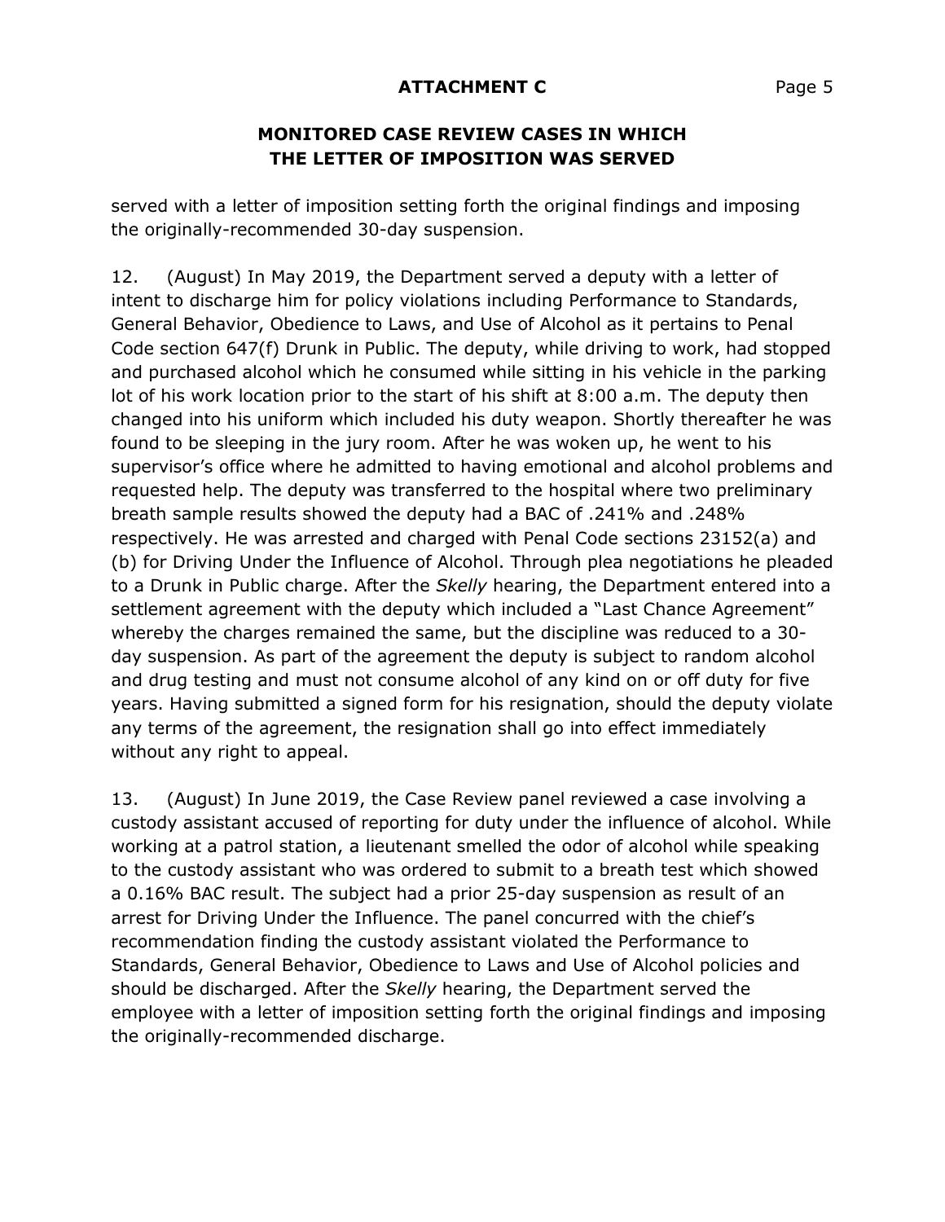## ATTACHMENT C

## MONITORED CASE REVIEW CASES IN WHICH THE LETTER OF IMPOSITION WAS SERVED

served with a letter of imposition setting forth the original findings and imposing the originally-recommended 30-day suspension.

12. (August) In May 2019, the Department served a deputy with a letter of intent to discharge him for policy violations including Performance to Standards, General Behavior, Obedience to Laws, and Use of Alcohol as it pertains to Penal Code section 647(f) Drunk in Public. The deputy, while driving to work, had stopped and purchased alcohol which he consumed while sitting in his vehicle in the parking lot of his work location prior to the start of his shift at 8:00 a.m. The deputy then changed into his uniform which included his duty weapon. Shortly thereafter he was found to be sleeping in the jury room. After he was woken up, he went to his supervisor's office where he admitted to having emotional and alcohol problems and requested help. The deputy was transferred to the hospital where two preliminary breath sample results showed the deputy had a BAC of .241% and .248% respectively. He was arrested and charged with Penal Code sections 23152(a) and (b) for Driving Under the Influence of Alcohol. Through plea negotiations he pleaded to a Drunk in Public charge. After the *Skelly* hearing, the Department entered into a settlement agreement with the deputy which included a "Last Chance Agreement" whereby the charges remained the same, but the discipline was reduced to a 30-day suspension. As part of the agreement the deputy is subject to random alcohol and drug testing and must not consume alcohol of any kind on or off duty for five years. Having submitted a signed form for his resignation, should the deputy violate any terms of the agreement, the resignation shall go into effect immediately without any right to appeal.

13. (August) In June 2019, the Case Review panel reviewed a case involving a custody assistant accused of reporting for duty under the influence of alcohol. While working at a patrol station, a lieutenant smelled the odor of alcohol while speaking to the custody assistant who was ordered to submit to a breath test which showed a 0.16% BAC result. The subject had a prior 25-day suspension as result of an arrest for Driving Under the Influence. The panel concurred with the chief's recommendation finding the custody assistant violated the Performance to Standards, General Behavior, Obedience to Laws and Use of Alcohol policies and should be discharged. After the *Skelly* hearing, the Department served the employee with a letter of imposition setting forth the original findings and imposing the originally-recommended discharge.